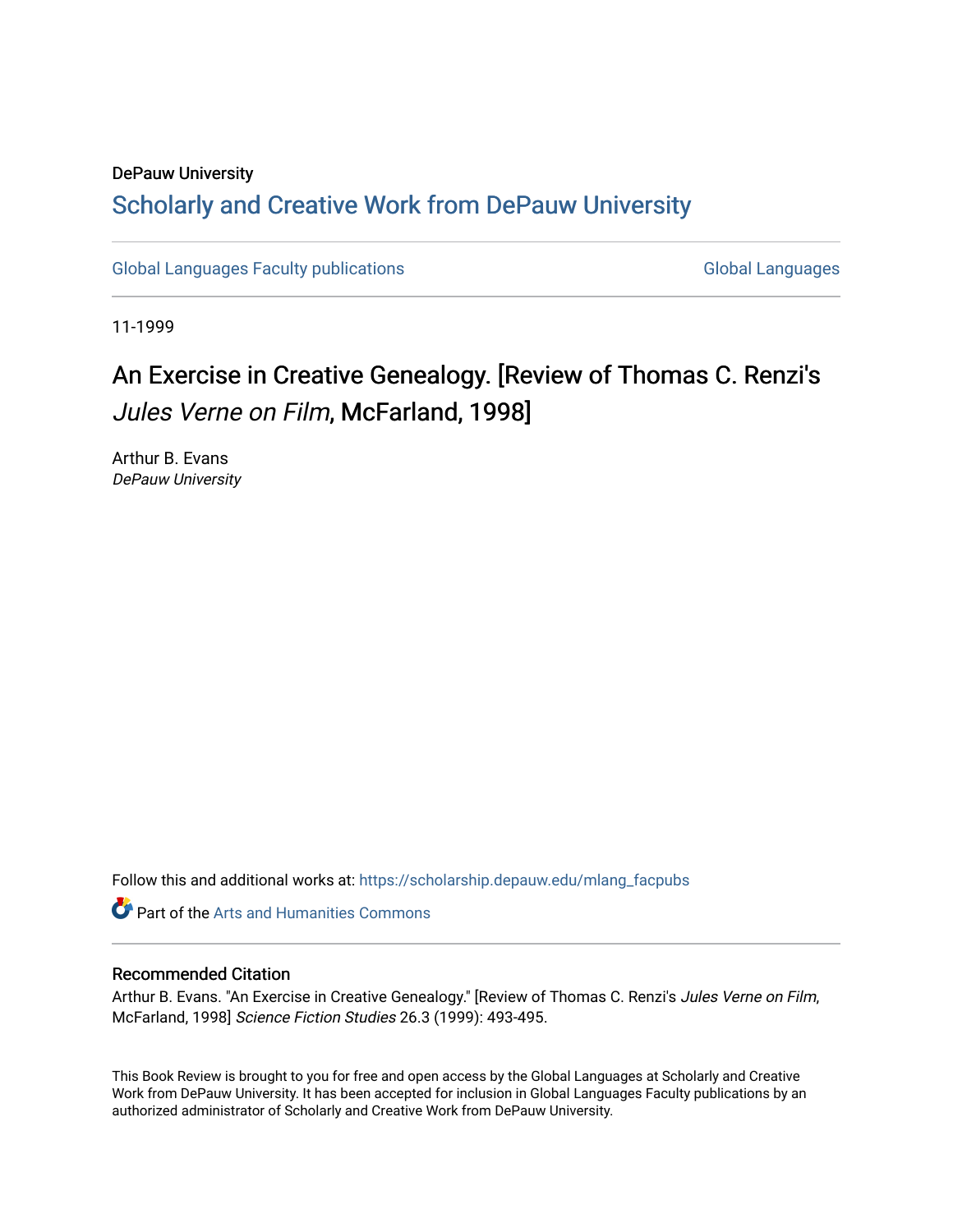DePauw University

# Scholarly and Creative Work from DePauw University

Global Languages Faculty publications | Global Languages

11-1999

## An Exercise in Creative Genealogy. [Review of Thomas C. Renzi's *Jules Verne on Film*, McFarland, 1998]

Arthur B. Evans
*DePauw University*

Follow this and additional works at: https://scholarship.depauw.edu/mlang_facpubs

Part of the Arts and Humanities Commons

### Recommended Citation

Arthur B. Evans. "An Exercise in Creative Genealogy." [Review of Thomas C. Renzi's *Jules Verne on Film*, McFarland, 1998] *Science Fiction Studies* 26.3 (1999): 493-495.

This Book Review is brought to you for free and open access by the Global Languages at Scholarly and Creative Work from DePauw University. It has been accepted for inclusion in Global Languages Faculty publications by an authorized administrator of Scholarly and Creative Work from DePauw University.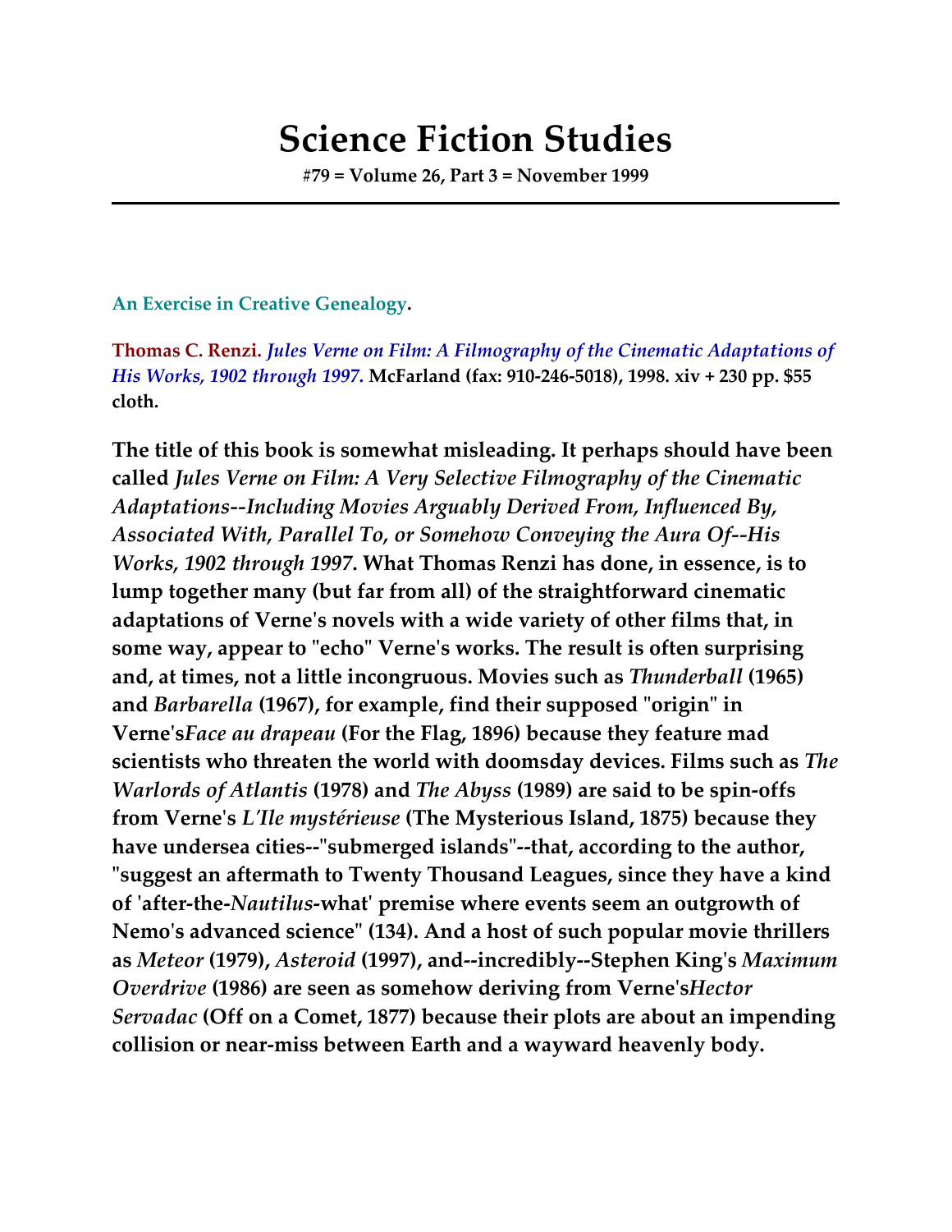# Science Fiction Studies

**#79 = Volume 26, Part 3 = November 1999**

**An Exercise in Creative Genealogy.**

**Thomas C. Renzi.** ***Jules Verne on Film: A Filmography of the Cinematic Adaptations of His Works, 1902 through 1997.*** **McFarland (fax: 910-246-5018), 1998. xiv + 230 pp. $55 cloth.**

**The title of this book is somewhat misleading. It perhaps should have been called *Jules Verne on Film: A Very Selective Filmography of the Cinematic Adaptations--Including Movies Arguably Derived From, Influenced By, Associated With, Parallel To, or Somehow Conveying the Aura Of--His Works, 1902 through 1997*. What Thomas Renzi has done, in essence, is to lump together many (but far from all) of the straightforward cinematic adaptations of Verne's novels with a wide variety of other films that, in some way, appear to "echo" Verne's works. The result is often surprising and, at times, not a little incongruous. Movies such as *Thunderball* (1965) and *Barbarella* (1967), for example, find their supposed "origin" in Verne's*Face au drapeau* (For the Flag, 1896) because they feature mad scientists who threaten the world with doomsday devices. Films such as *The Warlords of Atlantis* (1978) and *The Abyss* (1989) are said to be spin-offs from Verne's *L'Ile mystérieuse* (The Mysterious Island, 1875) because they have undersea cities--"submerged islands"--that, according to the author, "suggest an aftermath to Twenty Thousand Leagues, since they have a kind of 'after-the-*Nautilus*-what' premise where events seem an outgrowth of Nemo's advanced science" (134). And a host of such popular movie thrillers as *Meteor* (1979), *Asteroid* (1997), and--incredibly--Stephen King's *Maximum Overdrive* (1986) are seen as somehow deriving from Verne's*Hector Servadac* (Off on a Comet, 1877) because their plots are about an impending collision or near-miss between Earth and a wayward heavenly body.**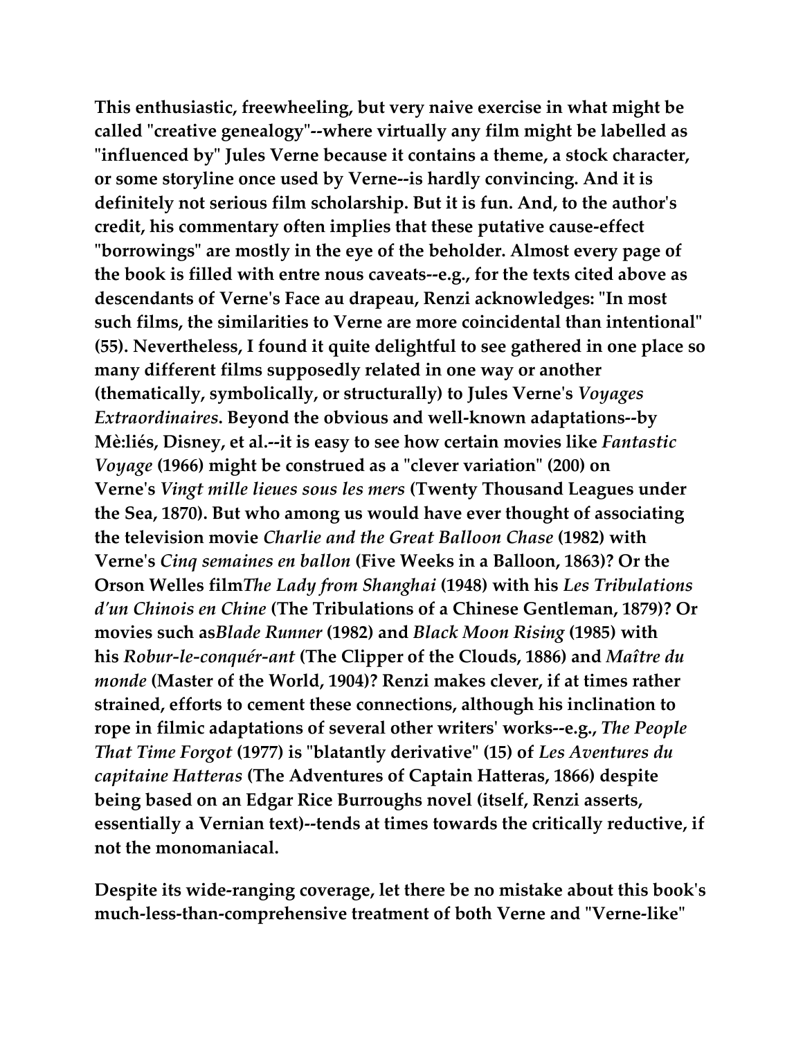**This enthusiastic, freewheeling, but very naive exercise in what might be called "creative genealogy"--where virtually any film might be labelled as "influenced by" Jules Verne because it contains a theme, a stock character, or some storyline once used by Verne--is hardly convincing. And it is definitely not serious film scholarship. But it is fun. And, to the author's credit, his commentary often implies that these putative cause-effect "borrowings" are mostly in the eye of the beholder. Almost every page of the book is filled with entre nous caveats--e.g., for the texts cited above as descendants of Verne's Face au drapeau, Renzi acknowledges: "In most such films, the similarities to Verne are more coincidental than intentional" (55). Nevertheless, I found it quite delightful to see gathered in one place so many different films supposedly related in one way or another (thematically, symbolically, or structurally) to Jules Verne's *Voyages Extraordinaires*. Beyond the obvious and well-known adaptations--by Mè:liés, Disney, et al.--it is easy to see how certain movies like *Fantastic Voyage* (1966) might be construed as a "clever variation" (200) on Verne's *Vingt mille lieues sous les mers* (Twenty Thousand Leagues under the Sea, 1870). But who among us would have ever thought of associating the television movie *Charlie and the Great Balloon Chase* (1982) with Verne's *Cinq semaines en ballon* (Five Weeks in a Balloon, 1863)? Or the Orson Welles film*The Lady from Shanghai* (1948) with his *Les Tribulations d'un Chinois en Chine* (The Tribulations of a Chinese Gentleman, 1879)? Or movies such as*Blade Runner* (1982) and *Black Moon Rising* (1985) with his *Robur-le-conquér-ant* (The Clipper of the Clouds, 1886) and *Maître du monde* (Master of the World, 1904)? Renzi makes clever, if at times rather strained, efforts to cement these connections, although his inclination to rope in filmic adaptations of several other writers' works--e.g., *The People That Time Forgot* (1977) is "blatantly derivative" (15) of *Les Aventures du capitaine Hatteras* (The Adventures of Captain Hatteras, 1866) despite being based on an Edgar Rice Burroughs novel (itself, Renzi asserts, essentially a Vernian text)--tends at times towards the critically reductive, if not the monomaniacal.**

**Despite its wide-ranging coverage, let there be no mistake about this book's much-less-than-comprehensive treatment of both Verne and "Verne-like"**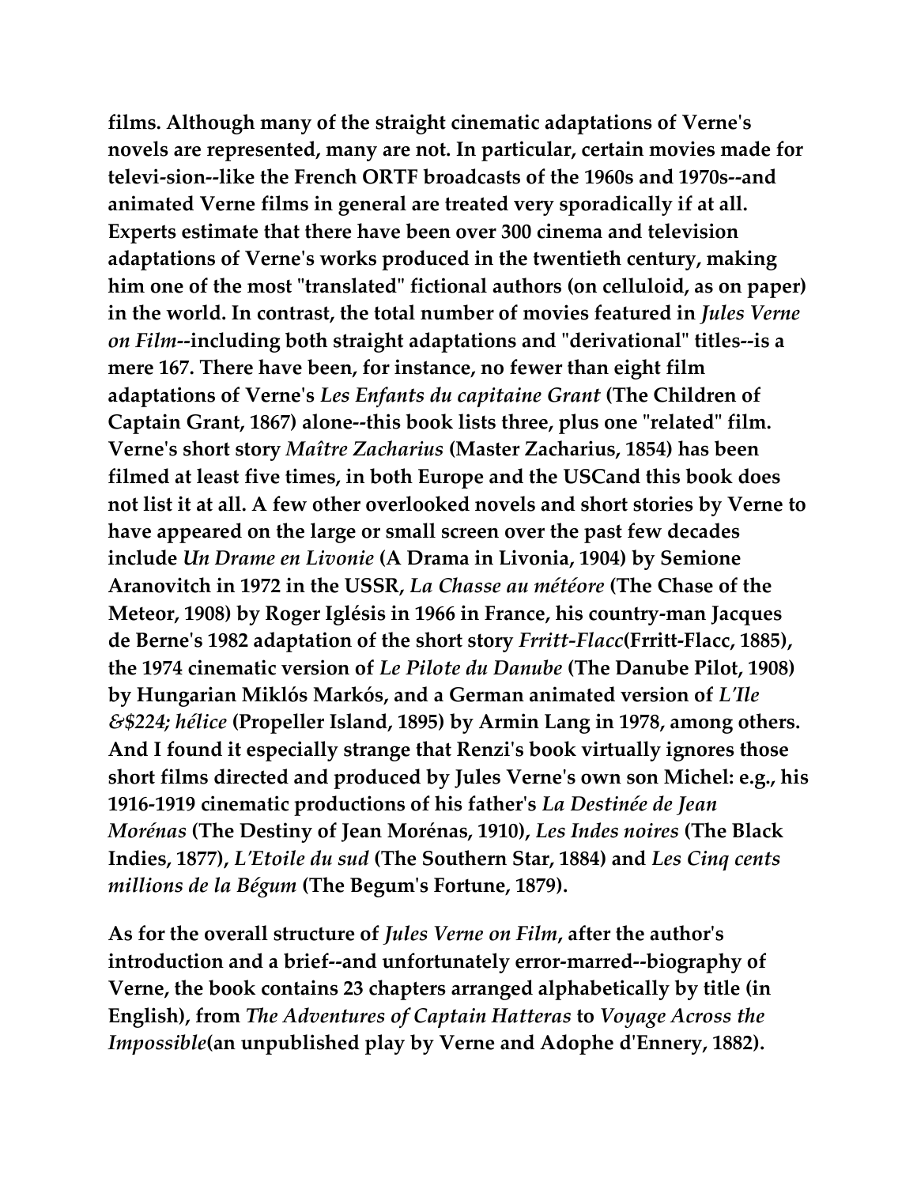**films. Although many of the straight cinematic adaptations of Verne's novels are represented, many are not. In particular, certain movies made for televi-sion--like the French ORTF broadcasts of the 1960s and 1970s--and animated Verne films in general are treated very sporadically if at all. Experts estimate that there have been over 300 cinema and television adaptations of Verne's works produced in the twentieth century, making him one of the most "translated" fictional authors (on celluloid, as on paper) in the world. In contrast, the total number of movies featured in *Jules Verne on Film*--including both straight adaptations and "derivational" titles--is a mere 167. There have been, for instance, no fewer than eight film adaptations of Verne's *Les Enfants du capitaine Grant* (The Children of Captain Grant, 1867) alone--this book lists three, plus one "related" film. Verne's short story *Maître Zacharius* (Master Zacharius, 1854) has been filmed at least five times, in both Europe and the USCand this book does not list it at all. A few other overlooked novels and short stories by Verne to have appeared on the large or small screen over the past few decades include *Un Drame en Livonie* (A Drama in Livonia, 1904) by Semione Aranovitch in 1972 in the USSR, *La Chasse au météore* (The Chase of the Meteor, 1908) by Roger Iglésis in 1966 in France, his country-man Jacques de Berne's 1982 adaptation of the short story *Frritt-Flacc*(Frritt-Flacc, 1885), the 1974 cinematic version of *Le Pilote du Danube* (The Danube Pilot, 1908) by Hungarian Miklós Markós, and a German animated version of *L'Ile &$224; hélice* (Propeller Island, 1895) by Armin Lang in 1978, among others. And I found it especially strange that Renzi's book virtually ignores those short films directed and produced by Jules Verne's own son Michel: e.g., his 1916-1919 cinematic productions of his father's *La Destinée de Jean Morénas* (The Destiny of Jean Morénas, 1910), *Les Indes noires* (The Black Indies, 1877), *L'Etoile du sud* (The Southern Star, 1884) and *Les Cinq cents millions de la Bégum* (The Begum's Fortune, 1879).**

**As for the overall structure of *Jules Verne on Film*, after the author's introduction and a brief--and unfortunately error-marred--biography of Verne, the book contains 23 chapters arranged alphabetically by title (in English), from *The Adventures of Captain Hatteras* to *Voyage Across the Impossible*(an unpublished play by Verne and Adophe d'Ennery, 1882).**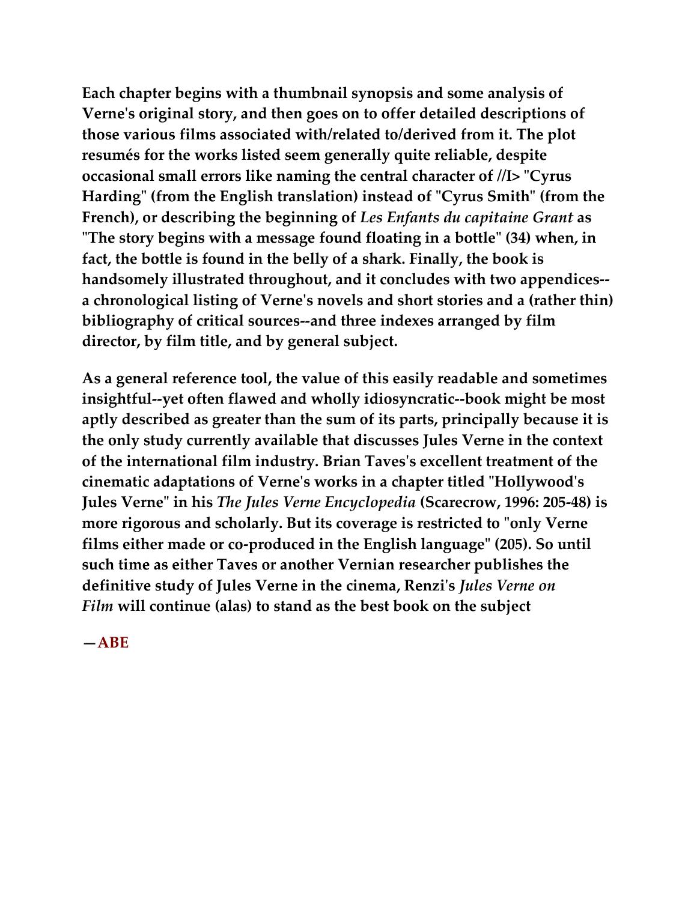**Each chapter begins with a thumbnail synopsis and some analysis of Verne's original story, and then goes on to offer detailed descriptions of those various films associated with/related to/derived from it. The plot resumés for the works listed seem generally quite reliable, despite occasional small errors like naming the central character of //I> "Cyrus Harding" (from the English translation) instead of "Cyrus Smith" (from the French), or describing the beginning of *Les Enfants du capitaine Grant* as "The story begins with a message found floating in a bottle" (34) when, in fact, the bottle is found in the belly of a shark. Finally, the book is handsomely illustrated throughout, and it concludes with two appendices--a chronological listing of Verne's novels and short stories and a (rather thin) bibliography of critical sources--and three indexes arranged by film director, by film title, and by general subject.**

**As a general reference tool, the value of this easily readable and sometimes insightful--yet often flawed and wholly idiosyncratic--book might be most aptly described as greater than the sum of its parts, principally because it is the only study currently available that discusses Jules Verne in the context of the international film industry. Brian Taves's excellent treatment of the cinematic adaptations of Verne's works in a chapter titled "Hollywood's Jules Verne" in his *The Jules Verne Encyclopedia* (Scarecrow, 1996: 205-48) is more rigorous and scholarly. But its coverage is restricted to "only Verne films either made or co-produced in the English language" (205). So until such time as either Taves or another Vernian researcher publishes the definitive study of Jules Verne in the cinema, Renzi's *Jules Verne on Film* will continue (alas) to stand as the best book on the subject**

**—ABE**